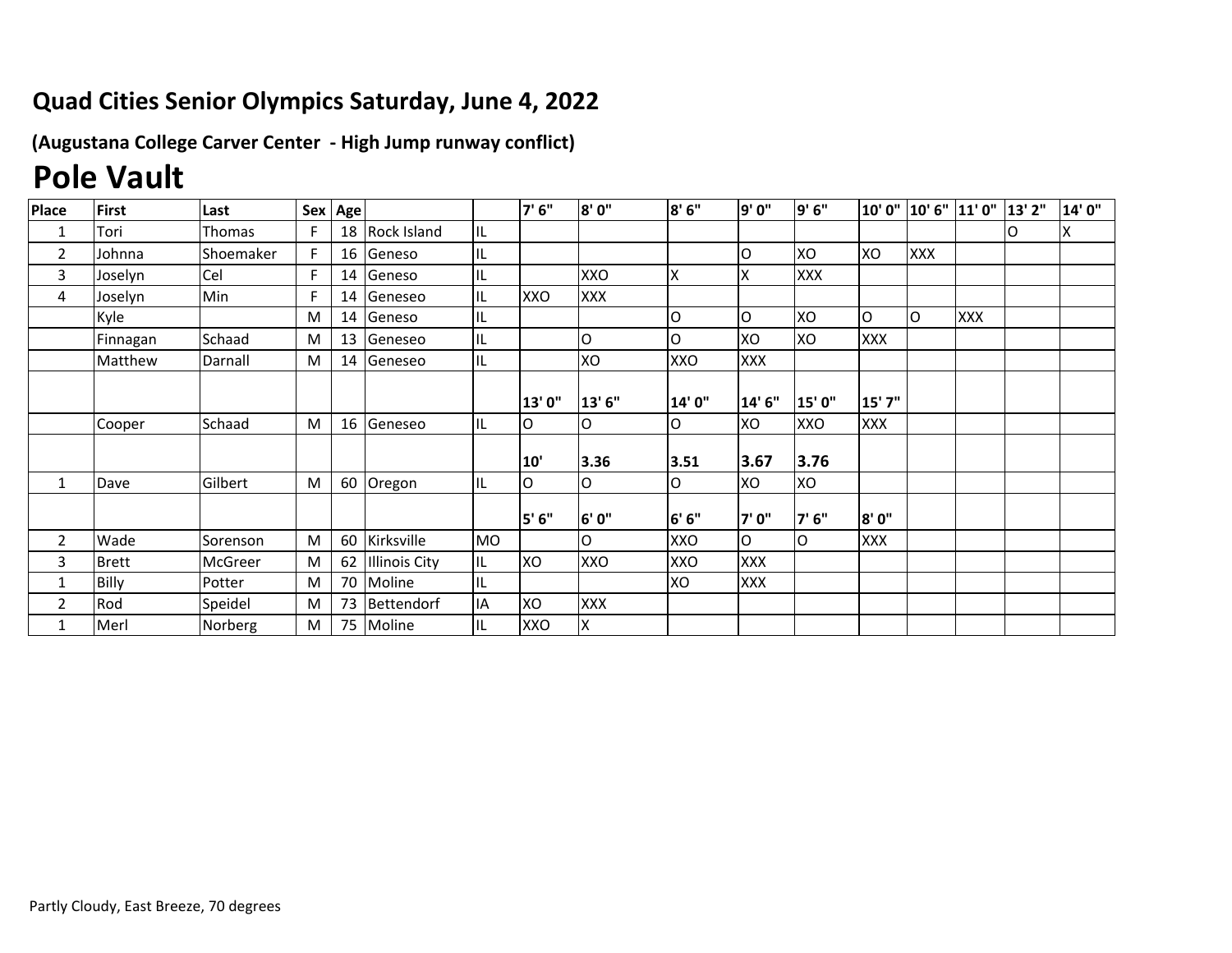## Quad Cities Senior Olympics Saturday, June 4, 2022

**(Augustana College Carver Center - High Jump runway conflict)**

# Pole Vault

| Place | First | Last | Sex | Age | | | 7' 6" | 8' 0" | 8' 6" | 9' 0" | 9' 6" | 10' 0" | 10' 6" | 11' 0" | 13' 2" | 14' 0" |
|---|---|---|---|---|---|---|---|---|---|---|---|---|---|---|---|---|
| 1 | Tori | Thomas | F | 18 | Rock Island | IL | | | | | | | | | O | X |
| 2 | Johnna | Shoemaker | F | 16 | Geneso | IL | | | | O | XO | XO | XXX | | | |
| 3 | Joselyn | Cel | F | 14 | Geneso | IL | | XXO | X | X | XXX | | | | | |
| 4 | Joselyn | Min | F | 14 | Geneseo | IL | XXO | XXX | | | | | | | | |
| | Kyle | | M | 14 | Geneso | IL | | | O | O | XO | O | O | XXX | | |
| | Finnagan | Schaad | M | 13 | Geneseo | IL | | O | O | XO | XO | XXX | | | | |
| | Matthew | Darnall | M | 14 | Geneseo | IL | | XO | XXO | XXX | | | | | | |
| | | | | | | | **13' 0"** | **13' 6"** | **14' 0"** | **14' 6"** | **15' 0"** | **15' 7"** | | | | |
| | Cooper | Schaad | M | 16 | Geneseo | IL | O | O | O | XO | XXO | XXX | | | | |
| | | | | | | | **10'** | **3.36** | **3.51** | **3.67** | **3.76** | | | | | |
| 1 | Dave | Gilbert | M | 60 | Oregon | IL | O | O | O | XO | XO | | | | | |
| | | | | | | | **5' 6"** | **6' 0"** | **6' 6"** | **7' 0"** | **7' 6"** | **8' 0"** | | | | |
| 2 | Wade | Sorenson | M | 60 | Kirksville | MO | | O | XXO | O | O | XXX | | | | |
| 3 | Brett | McGreer | M | 62 | Illinois City | IL | XO | XXO | XXO | XXX | | | | | | |
| 1 | Billy | Potter | M | 70 | Moline | IL | | | XO | XXX | | | | | | |
| 2 | Rod | Speidel | M | 73 | Bettendorf | IA | XO | XXX | | | | | | | | |
| 1 | Merl | Norberg | M | 75 | Moline | IL | XXO | X | | | | | | | | |

Partly Cloudy, East Breeze, 70 degrees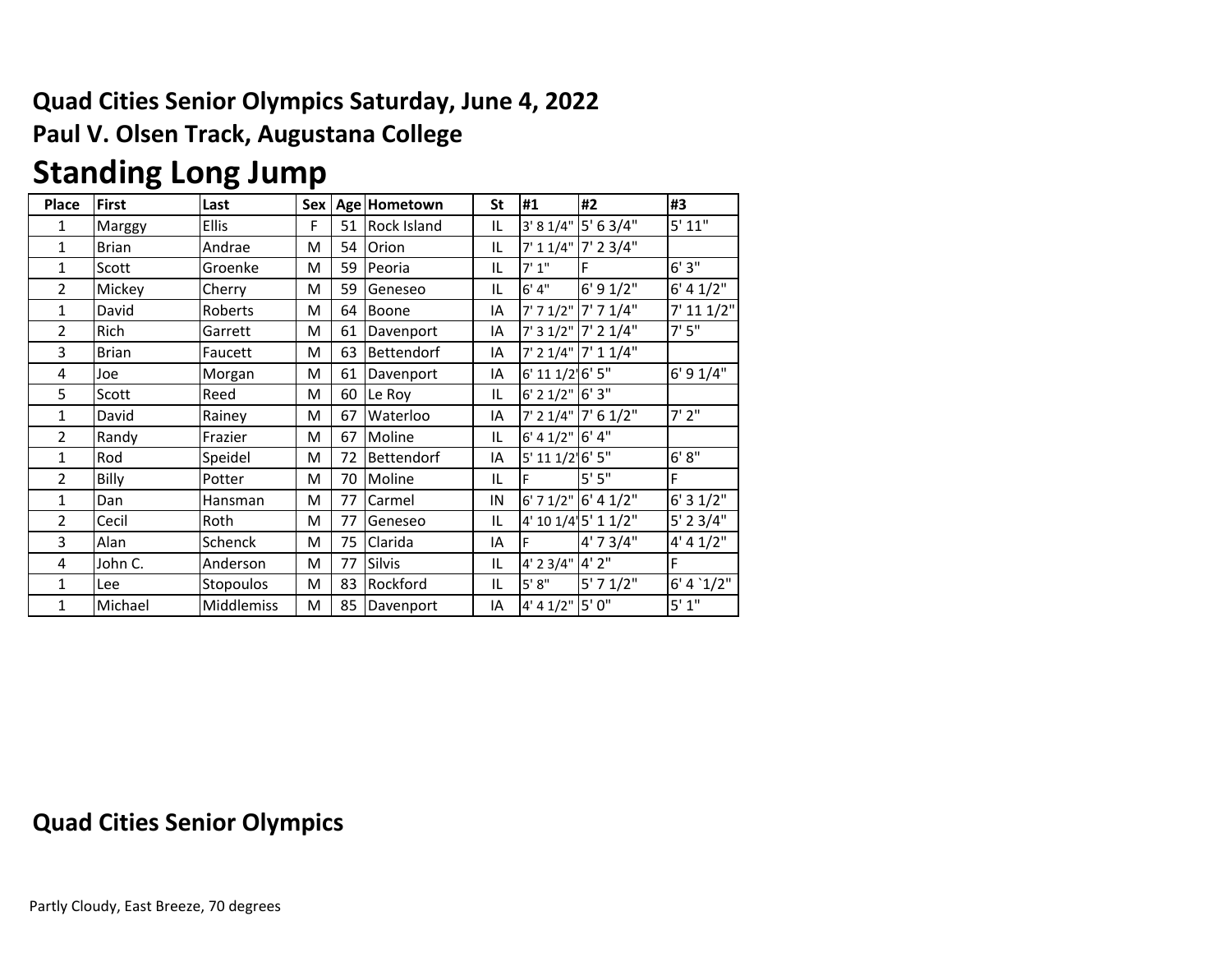**Quad Cities Senior Olympics Saturday, June 4, 2022**

**Paul V. Olsen Track, Augustana College**

# Standing Long Jump

| Place | First | Last | Sex | Age | Hometown | St | #1 | #2 | #3 |
|---|---|---|---|---|---|---|---|---|---|
| 1 | Marggy | Ellis | F | 51 | Rock Island | IL | 3' 8 1/4" | 5' 6 3/4" | 5' 11" |
| 1 | Brian | Andrae | M | 54 | Orion | IL | 7' 1 1/4" | 7' 2 3/4" | |
| 1 | Scott | Groenke | M | 59 | Peoria | IL | 7' 1" | F | 6' 3" |
| 2 | Mickey | Cherry | M | 59 | Geneseo | IL | 6' 4" | 6' 9 1/2" | 6' 4 1/2" |
| 1 | David | Roberts | M | 64 | Boone | IA | 7' 7 1/2" | 7' 7 1/4" | 7' 11 1/2" |
| 2 | Rich | Garrett | M | 61 | Davenport | IA | 7' 3 1/2" | 7' 2 1/4" | 7' 5" |
| 3 | Brian | Faucett | M | 63 | Bettendorf | IA | 7' 2 1/4" | 7' 1 1/4" | |
| 4 | Joe | Morgan | M | 61 | Davenport | IA | 6' 11 1/2" | 6' 5" | 6' 9 1/4" |
| 5 | Scott | Reed | M | 60 | Le Roy | IL | 6' 2 1/2" | 6' 3" | |
| 1 | David | Rainey | M | 67 | Waterloo | IA | 7' 2 1/4" | 7' 6 1/2" | 7' 2" |
| 2 | Randy | Frazier | M | 67 | Moline | IL | 6' 4 1/2" | 6' 4" | |
| 1 | Rod | Speidel | M | 72 | Bettendorf | IA | 5' 11 1/2" | 6' 5" | 6' 8" |
| 2 | Billy | Potter | M | 70 | Moline | IL | F | 5' 5" | F |
| 1 | Dan | Hansman | M | 77 | Carmel | IN | 6' 7 1/2" | 6' 4 1/2" | 6' 3 1/2" |
| 2 | Cecil | Roth | M | 77 | Geneseo | IL | 4' 10 1/4" | 5' 1 1/2" | 5' 2 3/4" |
| 3 | Alan | Schenck | M | 75 | Clarida | IA | F | 4' 7 3/4" | 4' 4 1/2" |
| 4 | John C. | Anderson | M | 77 | Silvis | IL | 4' 2 3/4" | 4' 2" | F |
| 1 | Lee | Stopoulos | M | 83 | Rockford | IL | 5' 8" | 5' 7 1/2" | 6' 4 `1/2" |
| 1 | Michael | Middlemiss | M | 85 | Davenport | IA | 4' 4 1/2" | 5' 0" | 5' 1" |

**Quad Cities Senior Olympics**

Partly Cloudy, East Breeze, 70 degrees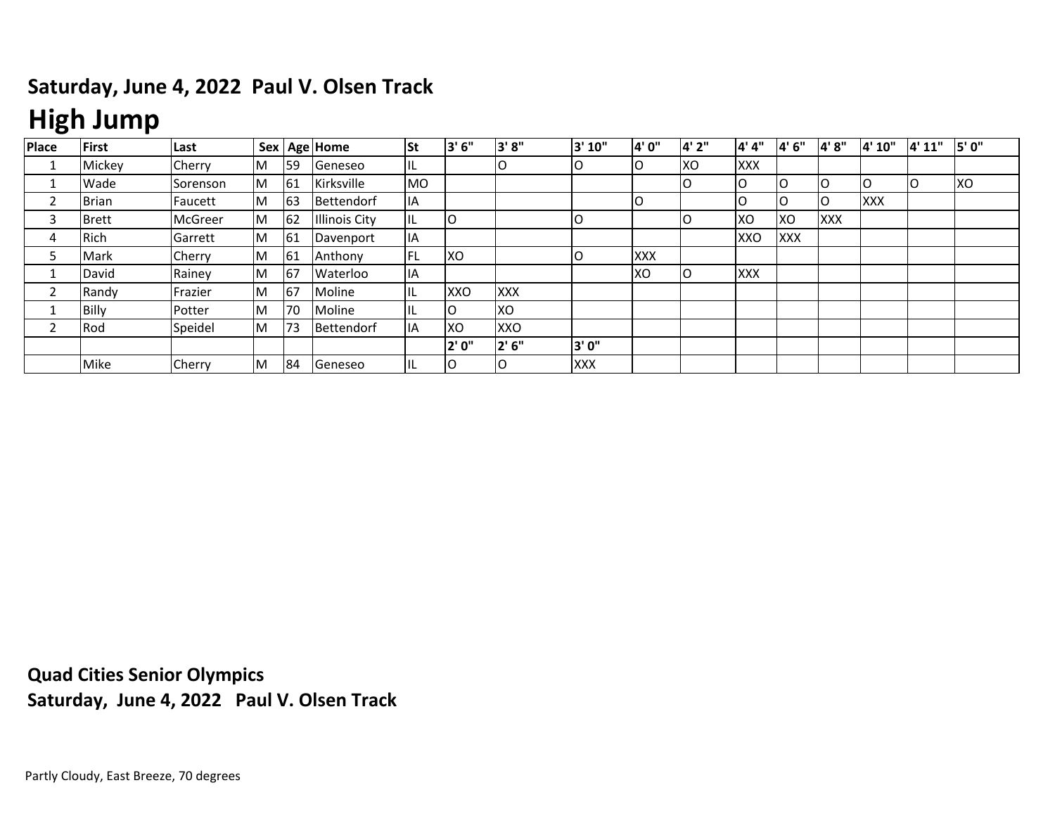## Saturday, June 4, 2022 Paul V. Olsen Track

# High Jump

| Place | First | Last | Sex | Age | Home | St | 3' 6" | 3' 8" | 3' 10" | 4' 0" | 4' 2" | 4' 4" | 4' 6" | 4' 8" | 4' 10" | 4' 11" | 5' 0" |
|---|---|---|---|---|---|---|---|---|---|---|---|---|---|---|---|---|---|
| 1 | Mickey | Cherry | M | 59 | Geneseo | IL | | O | O | O | XO | XXX | | | | | |
| 1 | Wade | Sorenson | M | 61 | Kirksville | MO | | | | | O | O | O | O | O | O | XO |
| 2 | Brian | Faucett | M | 63 | Bettendorf | IA | | | | O | | O | O | O | XXX | | |
| 3 | Brett | McGreer | M | 62 | Illinois City | IL | O | | O | | O | XO | XO | XXX | | | |
| 4 | Rich | Garrett | M | 61 | Davenport | IA | | | | | | XXO | XXX | | | | |
| 5 | Mark | Cherry | M | 61 | Anthony | FL | XO | | O | XXX | | | | | | | |
| 1 | David | Rainey | M | 67 | Waterloo | IA | | | | XO | O | XXX | | | | | |
| 2 | Randy | Frazier | M | 67 | Moline | IL | XXO | XXX | | | | | | | | | |
| 1 | Billy | Potter | M | 70 | Moline | IL | O | XO | | | | | | | | | |
| 2 | Rod | Speidel | M | 73 | Bettendorf | IA | XO | XXO | | | | | | | | | |
| | | | | | | | 2' 0" | 2' 6" | 3' 0" | | | | | | | | |
| | Mike | Cherry | M | 84 | Geneseo | IL | O | O | XXX | | | | | | | | |

**Quad Cities Senior Olympics**

**Saturday, June 4, 2022 Paul V. Olsen Track**

Partly Cloudy, East Breeze, 70 degrees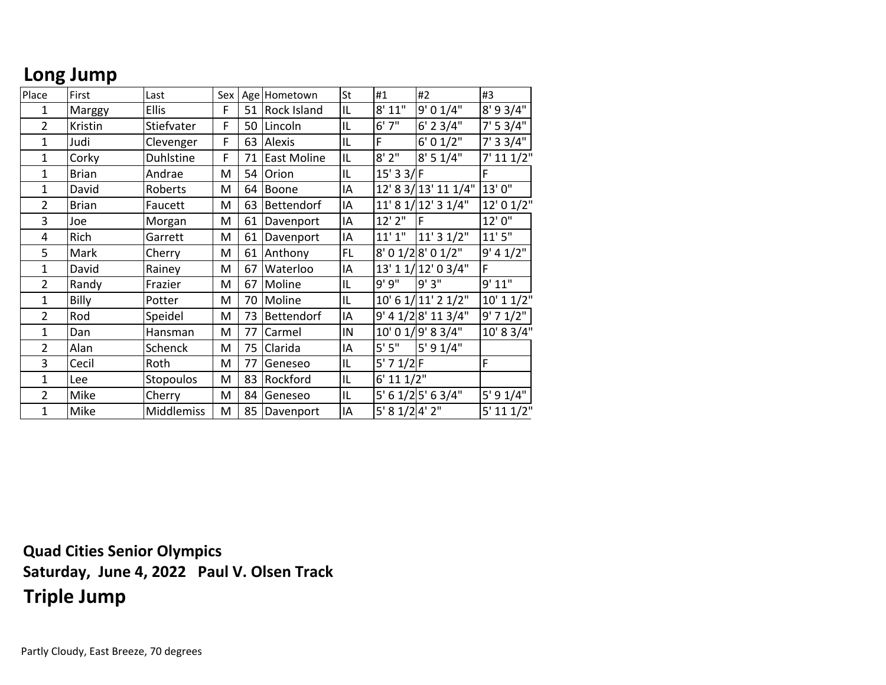## Long Jump

| Place | First | Last | Sex | Age | Hometown | St | #1 | #2 | #3 |
|---|---|---|---|---|---|---|---|---|---|
| 1 | Marggy | Ellis | F | 51 | Rock Island | IL | 8' 11" | 9' 0 1/4" | 8' 9 3/4" |
| 2 | Kristin | Stiefvater | F | 50 | Lincoln | IL | 6' 7" | 6' 2 3/4" | 7' 5 3/4" |
| 1 | Judi | Clevenger | F | 63 | Alexis | IL | F | 6' 0 1/2" | 7' 3 3/4" |
| 1 | Corky | Duhlstine | F | 71 | East Moline | IL | 8' 2" | 8' 5 1/4" | 7' 11 1/2" |
| 1 | Brian | Andrae | M | 54 | Orion | IL | 15' 3 3/ | F | F |
| 1 | David | Roberts | M | 64 | Boone | IA | 12' 8 3/ | 13' 11 1/4" | 13' 0" |
| 2 | Brian | Faucett | M | 63 | Bettendorf | IA | 11' 8 1/ | 12' 3 1/4" | 12' 0 1/2" |
| 3 | Joe | Morgan | M | 61 | Davenport | IA | 12' 2" | F | 12' 0" |
| 4 | Rich | Garrett | M | 61 | Davenport | IA | 11' 1" | 11' 3 1/2" | 11' 5" |
| 5 | Mark | Cherry | M | 61 | Anthony | FL | 8' 0 1/2 | 8' 0 1/2" | 9' 4 1/2" |
| 1 | David | Rainey | M | 67 | Waterloo | IA | 13' 1 1/ | 12' 0 3/4" | F |
| 2 | Randy | Frazier | M | 67 | Moline | IL | 9' 9" | 9' 3" | 9' 11" |
| 1 | Billy | Potter | M | 70 | Moline | IL | 10' 6 1/ | 11' 2 1/2" | 10' 1 1/2" |
| 2 | Rod | Speidel | M | 73 | Bettendorf | IA | 9' 4 1/2 | 8' 11 3/4" | 9' 7 1/2" |
| 1 | Dan | Hansman | M | 77 | Carmel | IN | 10' 0 1/ | 9' 8 3/4" | 10' 8 3/4" |
| 2 | Alan | Schenck | M | 75 | Clarida | IA | 5' 5" | 5' 9 1/4" | |
| 3 | Cecil | Roth | M | 77 | Geneseo | IL | 5' 7 1/2 | F | F |
| 1 | Lee | Stopoulos | M | 83 | Rockford | IL | 6' 11 1/2" | | |
| 2 | Mike | Cherry | M | 84 | Geneseo | IL | 5' 6 1/2 | 5' 6 3/4" | 5' 9 1/4" |
| 1 | Mike | Middlemiss | M | 85 | Davenport | IA | 5' 8 1/2 | 4' 2" | 5' 11 1/2" |

**Quad Cities Senior Olympics**

**Saturday, June 4, 2022 Paul V. Olsen Track**

## Triple Jump

Partly Cloudy, East Breeze, 70 degrees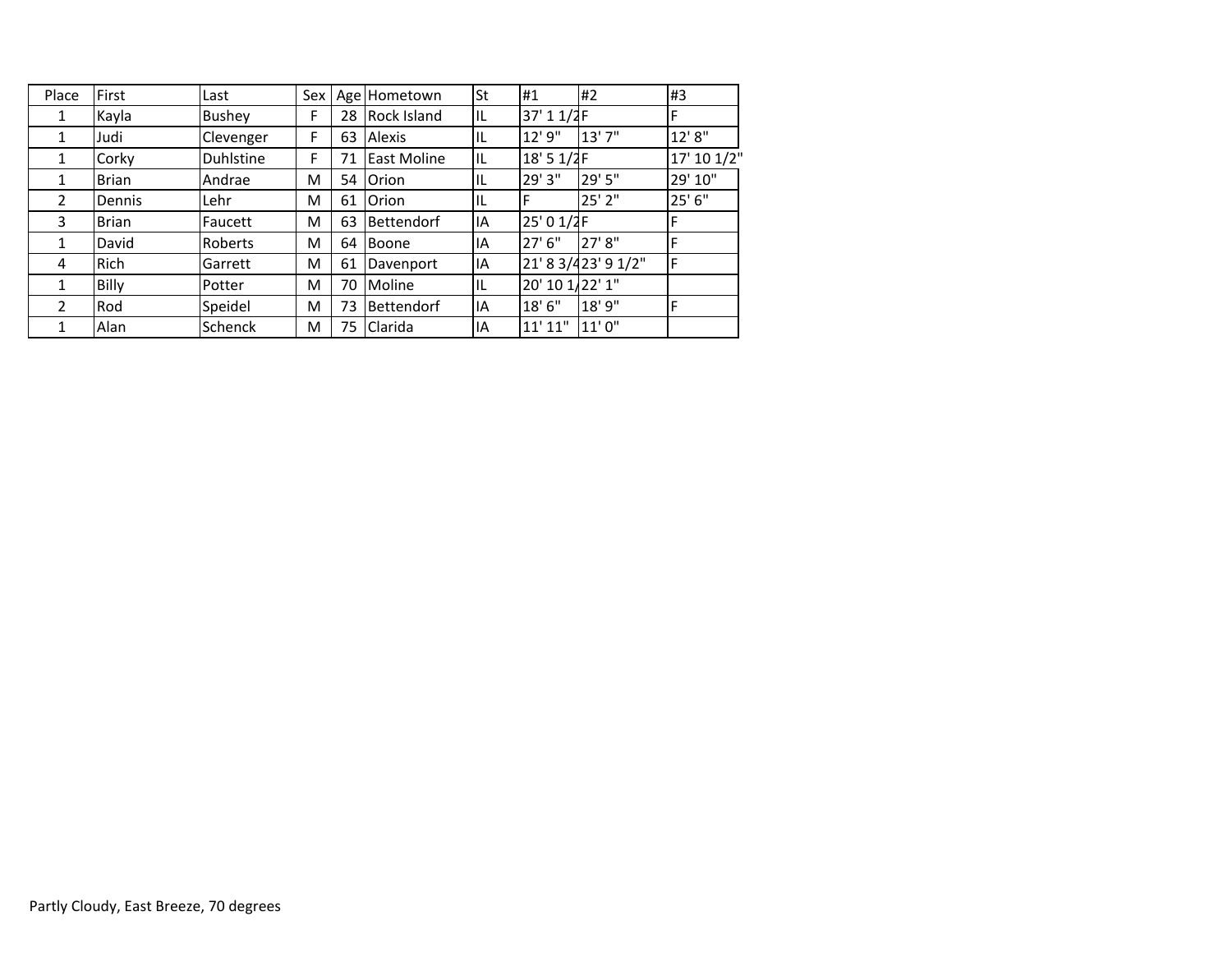| Place | First | Last | Sex | Age | Hometown | St | #1 | #2 | #3 |
|---|---|---|---|---|---|---|---|---|---|
| 1 | Kayla | Bushey | F | 28 | Rock Island | IL | 37' 1 1/2 | F | F |
| 1 | Judi | Clevenger | F | 63 | Alexis | IL | 12' 9" | 13' 7" | 12' 8" |
| 1 | Corky | Duhlstine | F | 71 | East Moline | IL | 18' 5 1/2 | F | 17' 10 1/2" |
| 1 | Brian | Andrae | M | 54 | Orion | IL | 29' 3" | 29' 5" | 29' 10" |
| 2 | Dennis | Lehr | M | 61 | Orion | IL | F | 25' 2" | 25' 6" |
| 3 | Brian | Faucett | M | 63 | Bettendorf | IA | 25' 0 1/2 | F | F |
| 1 | David | Roberts | M | 64 | Boone | IA | 27' 6" | 27' 8" | F |
| 4 | Rich | Garrett | M | 61 | Davenport | IA | 21' 8 3/4 | 23' 9 1/2" | F |
| 1 | Billy | Potter | M | 70 | Moline | IL | 20' 10 1/ | 22' 1" | |
| 2 | Rod | Speidel | M | 73 | Bettendorf | IA | 18' 6" | 18' 9" | F |
| 1 | Alan | Schenck | M | 75 | Clarida | IA | 11' 11" | 11' 0" | |

Partly Cloudy, East Breeze, 70 degrees